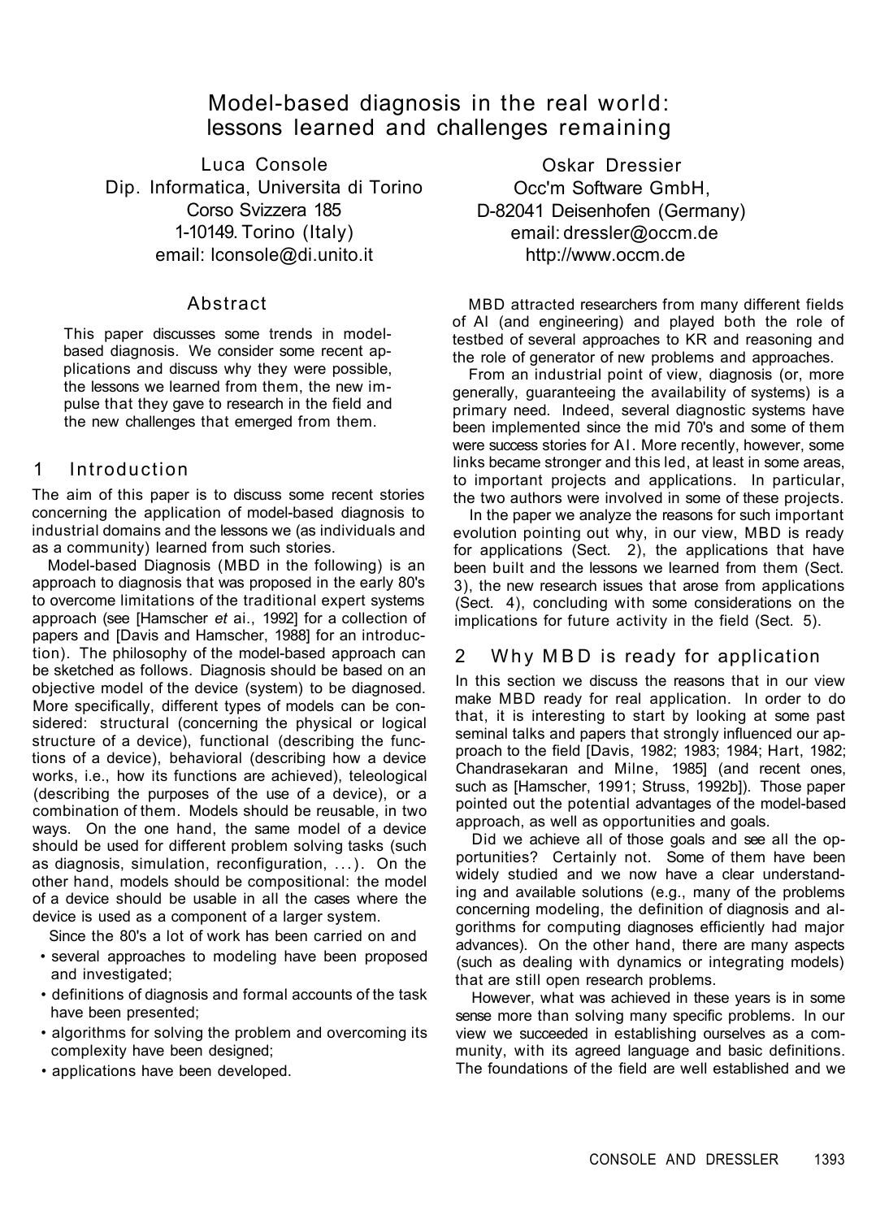# Model-based diagnosis in the real world: lessons learned and challenges remaining

Luca Console
Dip. Informatica, Universita di Torino
Corso Svizzera 185
1-10149. Torino (Italy)
email: lconsole@di.unito.it

Oskar Dressier
Occ'm Software GmbH,
D-82041 Deisenhofen (Germany)
email: dressler@occm.de
http://www.occm.de

## Abstract

This paper discusses some trends in model-based diagnosis. We consider some recent applications and discuss why they were possible, the lessons we learned from them, the new impulse that they gave to research in the field and the new challenges that emerged from them.

## 1 Introduction

The aim of this paper is to discuss some recent stories concerning the application of model-based diagnosis to industrial domains and the lessons we (as individuals and as a community) learned from such stories.

Model-based Diagnosis (MBD in the following) is an approach to diagnosis that was proposed in the early 80's to overcome limitations of the traditional expert systems approach (see [Hamscher *et* ai., 1992] for a collection of papers and [Davis and Hamscher, 1988] for an introduction). The philosophy of the model-based approach can be sketched as follows. Diagnosis should be based on an objective model of the device (system) to be diagnosed. More specifically, different types of models can be considered: structural (concerning the physical or logical structure of a device), functional (describing the functions of a device), behavioral (describing how a device works, i.e., how its functions are achieved), teleological (describing the purposes of the use of a device), or a combination of them. Models should be reusable, in two ways. On the one hand, the same model of a device should be used for different problem solving tasks (such as diagnosis, simulation, reconfiguration, ...). On the other hand, models should be compositional: the model of a device should be usable in all the cases where the device is used as a component of a larger system.

Since the 80's a lot of work has been carried on and

- several approaches to modeling have been proposed and investigated;
- definitions of diagnosis and formal accounts of the task have been presented;
- algorithms for solving the problem and overcoming its complexity have been designed;
- applications have been developed.

MBD attracted researchers from many different fields of AI (and engineering) and played both the role of testbed of several approaches to KR and reasoning and the role of generator of new problems and approaches.

From an industrial point of view, diagnosis (or, more generally, guaranteeing the availability of systems) is a primary need. Indeed, several diagnostic systems have been implemented since the mid 70's and some of them were success stories for AI. More recently, however, some links became stronger and this led, at least in some areas, to important projects and applications. In particular, the two authors were involved in some of these projects.

In the paper we analyze the reasons for such important evolution pointing out why, in our view, MBD is ready for applications (Sect. 2), the applications that have been built and the lessons we learned from them (Sect. 3), the new research issues that arose from applications (Sect. 4), concluding with some considerations on the implications for future activity in the field (Sect. 5).

## 2 Why MBD is ready for application

In this section we discuss the reasons that in our view make MBD ready for real application. In order to do that, it is interesting to start by looking at some past seminal talks and papers that strongly influenced our approach to the field [Davis, 1982; 1983; 1984; Hart, 1982; Chandrasekaran and Milne, 1985] (and recent ones, such as [Hamscher, 1991; Struss, 1992b]). Those paper pointed out the potential advantages of the model-based approach, as well as opportunities and goals.

Did we achieve all of those goals and see all the opportunities? Certainly not. Some of them have been widely studied and we now have a clear understanding and available solutions (e.g., many of the problems concerning modeling, the definition of diagnosis and algorithms for computing diagnoses efficiently had major advances). On the other hand, there are many aspects (such as dealing with dynamics or integrating models) that are still open research problems.

However, what was achieved in these years is in some sense more than solving many specific problems. In our view we succeeded in establishing ourselves as a community, with its agreed language and basic definitions. The foundations of the field are well established and we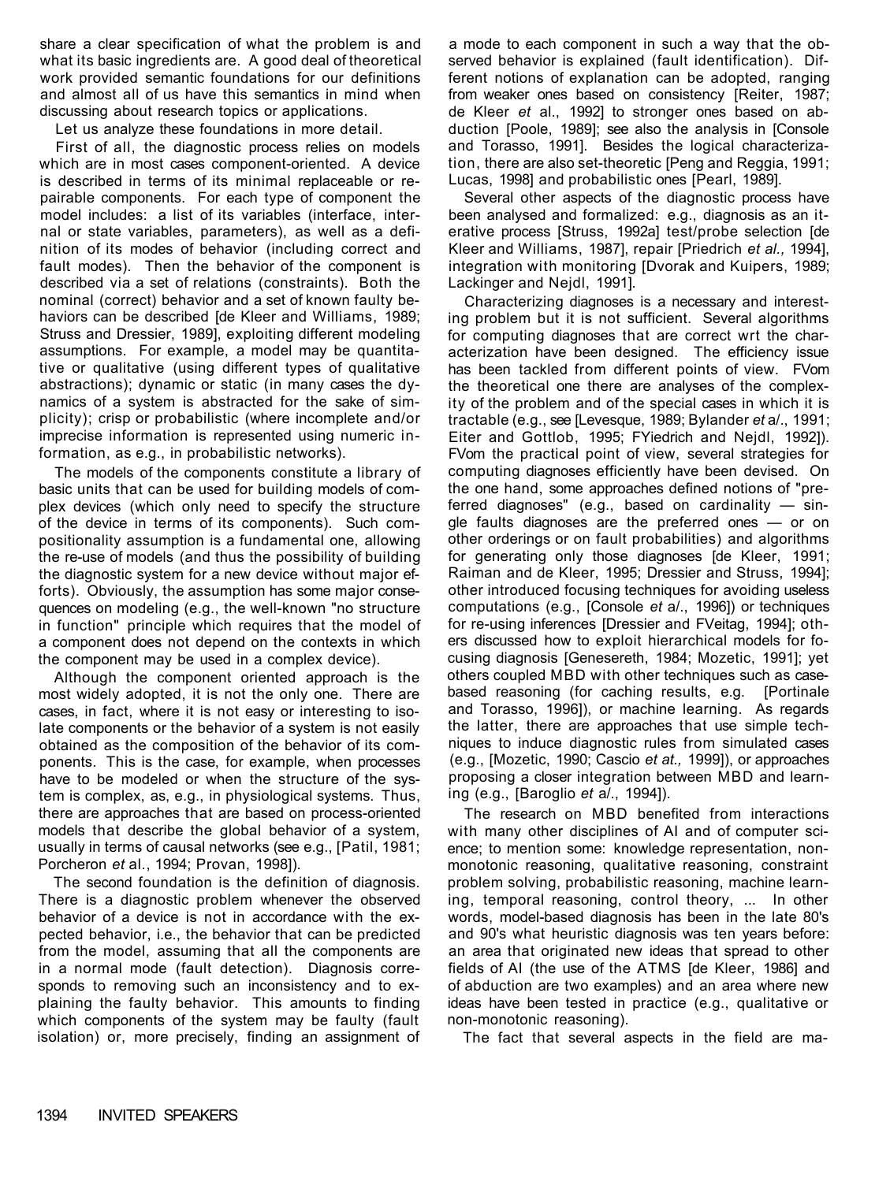share a clear specification of what the problem is and what its basic ingredients are. A good deal of theoretical work provided semantic foundations for our definitions and almost all of us have this semantics in mind when discussing about research topics or applications.

Let us analyze these foundations in more detail.

First of all, the diagnostic process relies on models which are in most cases component-oriented. A device is described in terms of its minimal replaceable or repairable components. For each type of component the model includes: a list of its variables (interface, internal or state variables, parameters), as well as a definition of its modes of behavior (including correct and fault modes). Then the behavior of the component is described via a set of relations (constraints). Both the nominal (correct) behavior and a set of known faulty behaviors can be described [de Kleer and Williams, 1989; Struss and Dressier, 1989], exploiting different modeling assumptions. For example, a model may be quantitative or qualitative (using different types of qualitative abstractions); dynamic or static (in many cases the dynamics of a system is abstracted for the sake of simplicity); crisp or probabilistic (where incomplete and/or imprecise information is represented using numeric information, as e.g., in probabilistic networks).

The models of the components constitute a library of basic units that can be used for building models of complex devices (which only need to specify the structure of the device in terms of its components). Such compositionality assumption is a fundamental one, allowing the re-use of models (and thus the possibility of building the diagnostic system for a new device without major efforts). Obviously, the assumption has some major consequences on modeling (e.g., the well-known "no structure in function" principle which requires that the model of a component does not depend on the contexts in which the component may be used in a complex device).

Although the component oriented approach is the most widely adopted, it is not the only one. There are cases, in fact, where it is not easy or interesting to isolate components or the behavior of a system is not easily obtained as the composition of the behavior of its components. This is the case, for example, when processes have to be modeled or when the structure of the system is complex, as, e.g., in physiological systems. Thus, there are approaches that are based on process-oriented models that describe the global behavior of a system, usually in terms of causal networks (see e.g., [Patil, 1981; Porcheron *et* al., 1994; Provan, 1998]).

The second foundation is the definition of diagnosis. There is a diagnostic problem whenever the observed behavior of a device is not in accordance with the expected behavior, i.e., the behavior that can be predicted from the model, assuming that all the components are in a normal mode (fault detection). Diagnosis corresponds to removing such an inconsistency and to explaining the faulty behavior. This amounts to finding which components of the system may be faulty (fault isolation) or, more precisely, finding an assignment of a mode to each component in such a way that the observed behavior is explained (fault identification). Different notions of explanation can be adopted, ranging from weaker ones based on consistency [Reiter, 1987; de Kleer *et* al., 1992] to stronger ones based on abduction [Poole, 1989]; see also the analysis in [Console and Torasso, 1991]. Besides the logical characterization, there are also set-theoretic [Peng and Reggia, 1991; Lucas, 1998] and probabilistic ones [Pearl, 1989].

Several other aspects of the diagnostic process have been analysed and formalized: e.g., diagnosis as an iterative process [Struss, 1992a] test/probe selection [de Kleer and Williams, 1987], repair [Priedrich *et al.,* 1994], integration with monitoring [Dvorak and Kuipers, 1989; Lackinger and Nejdl, 1991].

Characterizing diagnoses is a necessary and interesting problem but it is not sufficient. Several algorithms for computing diagnoses that are correct wrt the characterization have been designed. The efficiency issue has been tackled from different points of view. FVom the theoretical one there are analyses of the complexity of the problem and of the special cases in which it is tractable (e.g., see [Levesque, 1989; Bylander *et* a/., 1991; Eiter and Gottlob, 1995; FYiedrich and Nejdl, 1992]). FVom the practical point of view, several strategies for computing diagnoses efficiently have been devised. On the one hand, some approaches defined notions of "preferred diagnoses" (e.g., based on cardinality — single faults diagnoses are the preferred ones — or on other orderings or on fault probabilities) and algorithms for generating only those diagnoses [de Kleer, 1991; Raiman and de Kleer, 1995; Dressier and Struss, 1994]; other introduced focusing techniques for avoiding useless computations (e.g., [Console *et* a/., 1996]) or techniques for re-using inferences [Dressier and FVeitag, 1994]; others discussed how to exploit hierarchical models for focusing diagnosis [Genesereth, 1984; Mozetic, 1991]; yet others coupled MBD with other techniques such as case-based reasoning (for caching results, e.g. [Portinale and Torasso, 1996]), or machine learning. As regards the latter, there are approaches that use simple techniques to induce diagnostic rules from simulated cases (e.g., [Mozetic, 1990; Cascio *et at.,* 1999]), or approaches proposing a closer integration between MBD and learning (e.g., [Baroglio *et* a/., 1994]).

The research on MBD benefited from interactions with many other disciplines of AI and of computer science; to mention some: knowledge representation, non-monotonic reasoning, qualitative reasoning, constraint problem solving, probabilistic reasoning, machine learning, temporal reasoning, control theory, ... In other words, model-based diagnosis has been in the late 80's and 90's what heuristic diagnosis was ten years before: an area that originated new ideas that spread to other fields of AI (the use of the ATMS [de Kleer, 1986] and of abduction are two examples) and an area where new ideas have been tested in practice (e.g., qualitative or non-monotonic reasoning).

The fact that several aspects in the field are ma-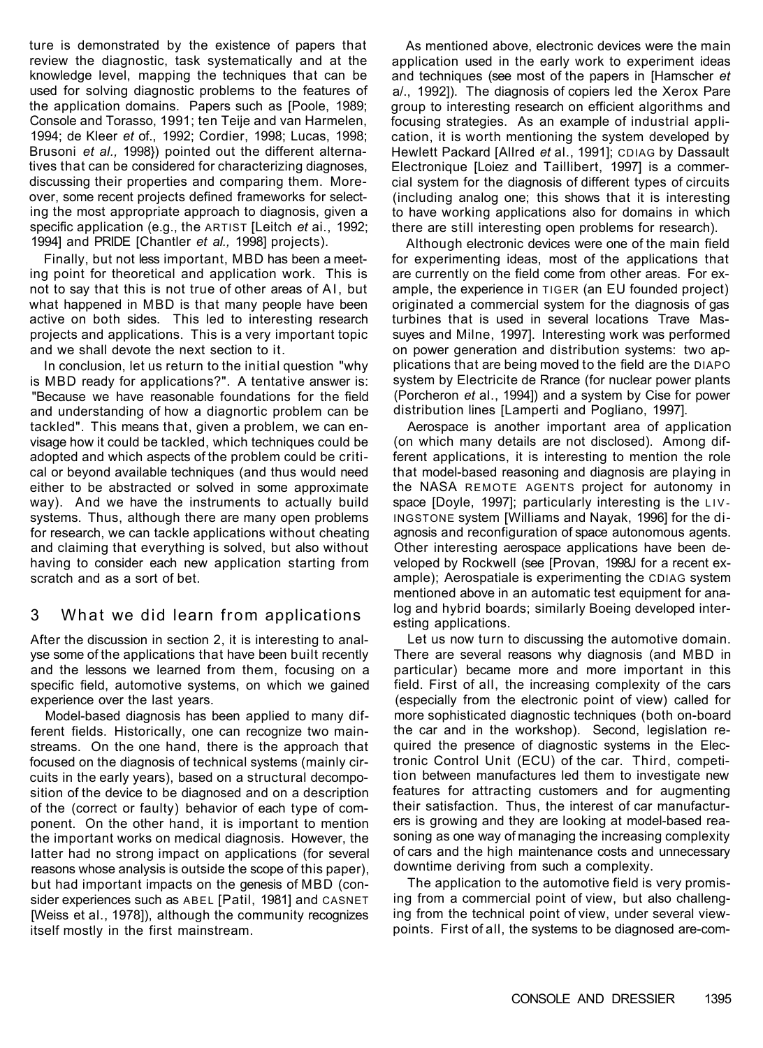ture is demonstrated by the existence of papers that review the diagnostic, task systematically and at the knowledge level, mapping the techniques that can be used for solving diagnostic problems to the features of the application domains. Papers such as [Poole, 1989; Console and Torasso, 1991; ten Teije and van Harmelen, 1994; de Kleer *et* of., 1992; Cordier, 1998; Lucas, 1998; Brusoni *et al.,* 1998}) pointed out the different alternatives that can be considered for characterizing diagnoses, discussing their properties and comparing them. Moreover, some recent projects defined frameworks for selecting the most appropriate approach to diagnosis, given a specific application (e.g., the ARTIST [Leitch *et* ai., 1992; 1994] and PRIDE [Chantler *et al.,* 1998] projects).

Finally, but not less important, MBD has been a meeting point for theoretical and application work. This is not to say that this is not true of other areas of AI, but what happened in MBD is that many people have been active on both sides. This led to interesting research projects and applications. This is a very important topic and we shall devote the next section to it.

In conclusion, let us return to the initial question "why is MBD ready for applications?". A tentative answer is: "Because we have reasonable foundations for the field and understanding of how a diagnortic problem can be tackled". This means that, given a problem, we can envisage how it could be tackled, which techniques could be adopted and which aspects of the problem could be critical or beyond available techniques (and thus would need either to be abstracted or solved in some approximate way). And we have the instruments to actually build systems. Thus, although there are many open problems for research, we can tackle applications without cheating and claiming that everything is solved, but also without having to consider each new application starting from scratch and as a sort of bet.

## 3 What we did learn from applications

After the discussion in section 2, it is interesting to analyse some of the applications that have been built recently and the lessons we learned from them, focusing on a specific field, automotive systems, on which we gained experience over the last years.

Model-based diagnosis has been applied to many different fields. Historically, one can recognize two mainstreams. On the one hand, there is the approach that focused on the diagnosis of technical systems (mainly circuits in the early years), based on a structural decomposition of the device to be diagnosed and on a description of the (correct or faulty) behavior of each type of component. On the other hand, it is important to mention the important works on medical diagnosis. However, the latter had no strong impact on applications (for several reasons whose analysis is outside the scope of this paper), but had important impacts on the genesis of MBD (consider experiences such as ABEL [Patil, 1981] and CASNET [Weiss et al., 1978]), although the community recognizes itself mostly in the first mainstream.

As mentioned above, electronic devices were the main application used in the early work to experiment ideas and techniques (see most of the papers in [Hamscher *et* a/., 1992]). The diagnosis of copiers led the Xerox Pare group to interesting research on efficient algorithms and focusing strategies. As an example of industrial application, it is worth mentioning the system developed by Hewlett Packard [Allred *et* al., 1991]; CDIAG by Dassault Electronique [Loiez and Taillibert, 1997] is a commercial system for the diagnosis of different types of circuits (including analog one; this shows that it is interesting to have working applications also for domains in which there are still interesting open problems for research).

Although electronic devices were one of the main field for experimenting ideas, most of the applications that are currently on the field come from other areas. For example, the experience in TIGER (an EU founded project) originated a commercial system for the diagnosis of gas turbines that is used in several locations Trave Massuyes and Milne, 1997]. Interesting work was performed on power generation and distribution systems: two applications that are being moved to the field are the DIAPO system by Electricite de Rrance (for nuclear power plants (Porcheron *et* al., 1994]) and a system by Cise for power distribution lines [Lamperti and Pogliano, 1997].

Aerospace is another important area of application (on which many details are not disclosed). Among different applications, it is interesting to mention the role that model-based reasoning and diagnosis are playing in the NASA REMOTE AGENTS project for autonomy in space [Doyle, 1997]; particularly interesting is the LIVINGSTONE system [Williams and Nayak, 1996] for the diagnosis and reconfiguration of space autonomous agents. Other interesting aerospace applications have been developed by Rockwell (see [Provan, 1998J for a recent example); Aerospatiale is experimenting the CDIAG system mentioned above in an automatic test equipment for analog and hybrid boards; similarly Boeing developed interesting applications.

Let us now turn to discussing the automotive domain. There are several reasons why diagnosis (and MBD in particular) became more and more important in this field. First of all, the increasing complexity of the cars (especially from the electronic point of view) called for more sophisticated diagnostic techniques (both on-board the car and in the workshop). Second, legislation required the presence of diagnostic systems in the Electronic Control Unit (ECU) of the car. Third, competition between manufactures led them to investigate new features for attracting customers and for augmenting their satisfaction. Thus, the interest of car manufacturers is growing and they are looking at model-based reasoning as one way of managing the increasing complexity of cars and the high maintenance costs and unnecessary downtime deriving from such a complexity.

The application to the automotive field is very promising from a commercial point of view, but also challenging from the technical point of view, under several viewpoints. First of all, the systems to be diagnosed are-com-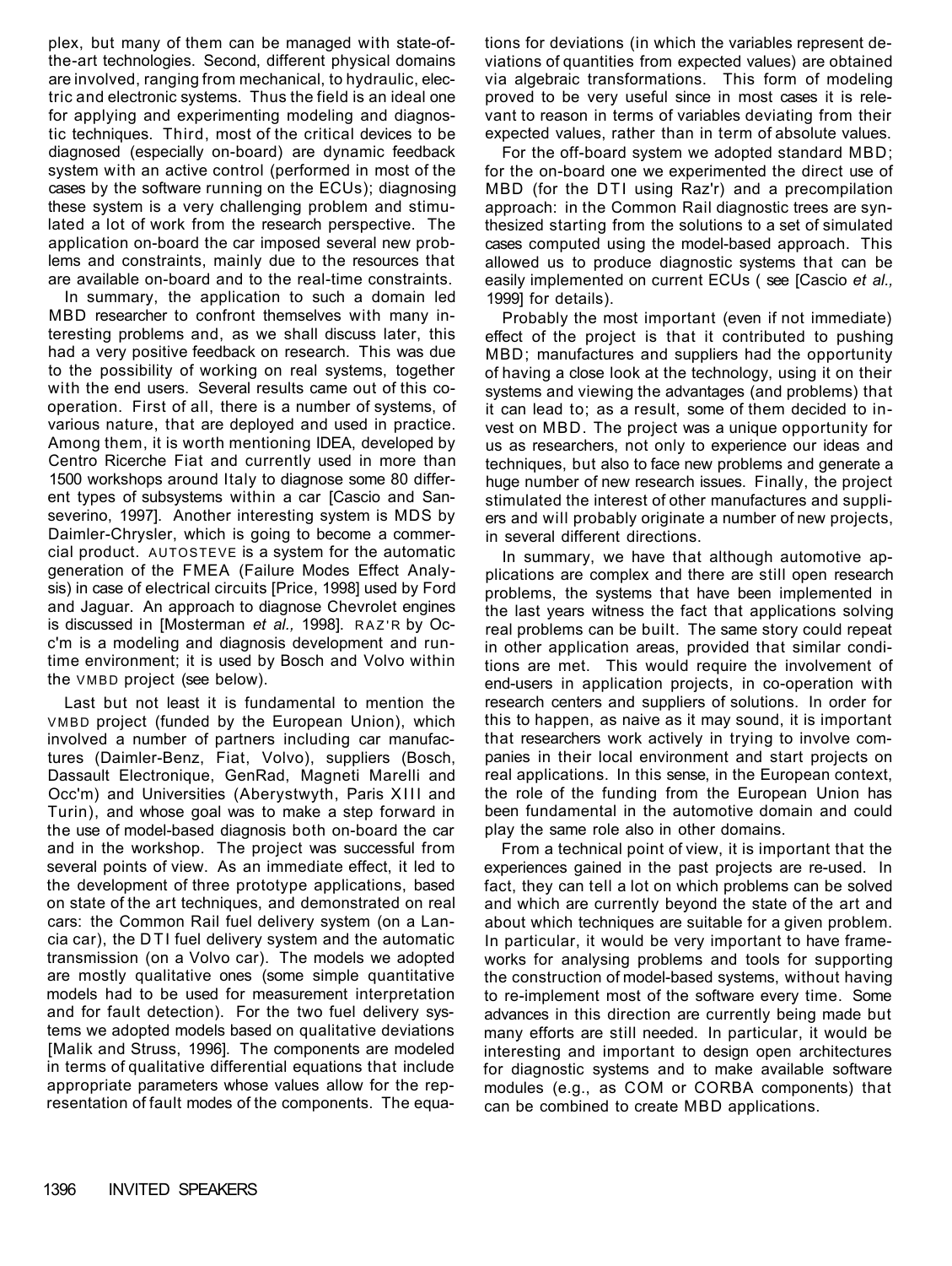plex, but many of them can be managed with state-of-the-art technologies. Second, different physical domains are involved, ranging from mechanical, to hydraulic, electric and electronic systems. Thus the field is an ideal one for applying and experimenting modeling and diagnostic techniques. Third, most of the critical devices to be diagnosed (especially on-board) are dynamic feedback system with an active control (performed in most of the cases by the software running on the ECUs); diagnosing these system is a very challenging problem and stimulated a lot of work from the research perspective. The application on-board the car imposed several new problems and constraints, mainly due to the resources that are available on-board and to the real-time constraints.

In summary, the application to such a domain led MBD researcher to confront themselves with many interesting problems and, as we shall discuss later, this had a very positive feedback on research. This was due to the possibility of working on real systems, together with the end users. Several results came out of this cooperation. First of all, there is a number of systems, of various nature, that are deployed and used in practice. Among them, it is worth mentioning IDEA, developed by Centro Ricerche Fiat and currently used in more than 1500 workshops around Italy to diagnose some 80 different types of subsystems within a car [Cascio and Sanseverino, 1997]. Another interesting system is MDS by Daimler-Chrysler, which is going to become a commercial product. AUTOSTEVE is a system for the automatic generation of the FMEA (Failure Modes Effect Analysis) in case of electrical circuits [Price, 1998] used by Ford and Jaguar. An approach to diagnose Chevrolet engines is discussed in [Mosterman *et al.,* 1998]. RAZ'R by Occ'm is a modeling and diagnosis development and runtime environment; it is used by Bosch and Volvo within the VMBD project (see below).

Last but not least it is fundamental to mention the VMBD project (funded by the European Union), which involved a number of partners including car manufactures (Daimler-Benz, Fiat, Volvo), suppliers (Bosch, Dassault Electronique, GenRad, Magneti Marelli and Occ'm) and Universities (Aberystwyth, Paris XIII and Turin), and whose goal was to make a step forward in the use of model-based diagnosis both on-board the car and in the workshop. The project was successful from several points of view. As an immediate effect, it led to the development of three prototype applications, based on state of the art techniques, and demonstrated on real cars: the Common Rail fuel delivery system (on a Lancia car), the DTI fuel delivery system and the automatic transmission (on a Volvo car). The models we adopted are mostly qualitative ones (some simple quantitative models had to be used for measurement interpretation and for fault detection). For the two fuel delivery systems we adopted models based on qualitative deviations [Malik and Struss, 1996]. The components are modeled in terms of qualitative differential equations that include appropriate parameters whose values allow for the representation of fault modes of the components. The equations for deviations (in which the variables represent deviations of quantities from expected values) are obtained via algebraic transformations. This form of modeling proved to be very useful since in most cases it is relevant to reason in terms of variables deviating from their expected values, rather than in term of absolute values.

For the off-board system we adopted standard MBD; for the on-board one we experimented the direct use of MBD (for the DTI using Raz'r) and a precompilation approach: in the Common Rail diagnostic trees are synthesized starting from the solutions to a set of simulated cases computed using the model-based approach. This allowed us to produce diagnostic systems that can be easily implemented on current ECUs ( see [Cascio *et al.,* 1999] for details).

Probably the most important (even if not immediate) effect of the project is that it contributed to pushing MBD; manufactures and suppliers had the opportunity of having a close look at the technology, using it on their systems and viewing the advantages (and problems) that it can lead to; as a result, some of them decided to invest on MBD. The project was a unique opportunity for us as researchers, not only to experience our ideas and techniques, but also to face new problems and generate a huge number of new research issues. Finally, the project stimulated the interest of other manufactures and suppliers and will probably originate a number of new projects, in several different directions.

In summary, we have that although automotive applications are complex and there are still open research problems, the systems that have been implemented in the last years witness the fact that applications solving real problems can be built. The same story could repeat in other application areas, provided that similar conditions are met. This would require the involvement of end-users in application projects, in co-operation with research centers and suppliers of solutions. In order for this to happen, as naive as it may sound, it is important that researchers work actively in trying to involve companies in their local environment and start projects on real applications. In this sense, in the European context, the role of the funding from the European Union has been fundamental in the automotive domain and could play the same role also in other domains.

From a technical point of view, it is important that the experiences gained in the past projects are re-used. In fact, they can tell a lot on which problems can be solved and which are currently beyond the state of the art and about which techniques are suitable for a given problem. In particular, it would be very important to have frameworks for analysing problems and tools for supporting the construction of model-based systems, without having to re-implement most of the software every time. Some advances in this direction are currently being made but many efforts are still needed. In particular, it would be interesting and important to design open architectures for diagnostic systems and to make available software modules (e.g., as COM or CORBA components) that can be combined to create MBD applications.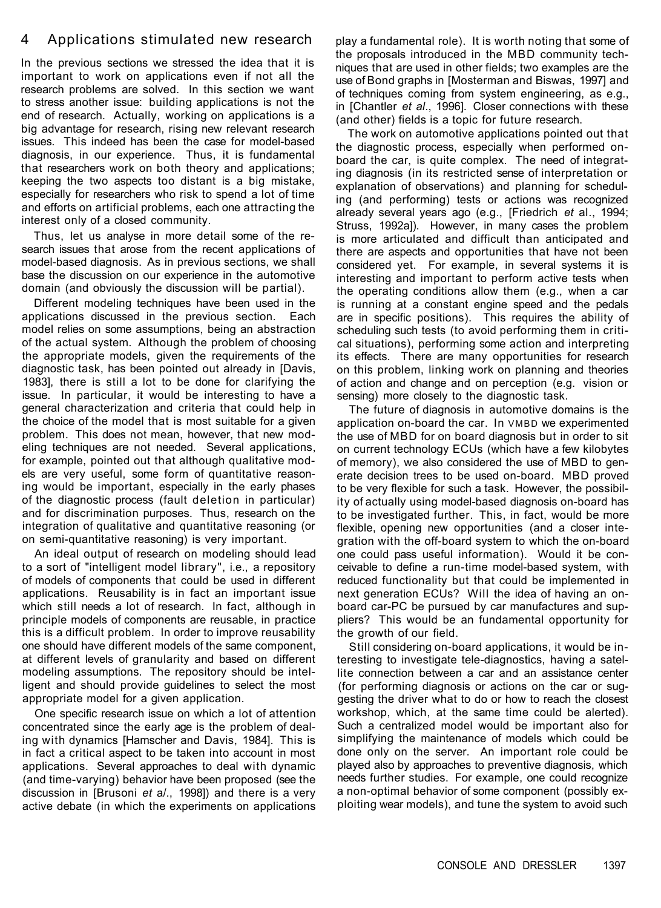## 4 Applications stimulated new research

In the previous sections we stressed the idea that it is important to work on applications even if not all the research problems are solved. In this section we want to stress another issue: building applications is not the end of research. Actually, working on applications is a big advantage for research, rising new relevant research issues. This indeed has been the case for model-based diagnosis, in our experience. Thus, it is fundamental that researchers work on both theory and applications; keeping the two aspects too distant is a big mistake, especially for researchers who risk to spend a lot of time and efforts on artificial problems, each one attracting the interest only of a closed community.

Thus, let us analyse in more detail some of the research issues that arose from the recent applications of model-based diagnosis. As in previous sections, we shall base the discussion on our experience in the automotive domain (and obviously the discussion will be partial).

Different modeling techniques have been used in the applications discussed in the previous section. Each model relies on some assumptions, being an abstraction of the actual system. Although the problem of choosing the appropriate models, given the requirements of the diagnostic task, has been pointed out already in [Davis, 1983], there is still a lot to be done for clarifying the issue. In particular, it would be interesting to have a general characterization and criteria that could help in the choice of the model that is most suitable for a given problem. This does not mean, however, that new modeling techniques are not needed. Several applications, for example, pointed out that although qualitative models are very useful, some form of quantitative reasoning would be important, especially in the early phases of the diagnostic process (fault deletion in particular) and for discrimination purposes. Thus, research on the integration of qualitative and quantitative reasoning (or on semi-quantitative reasoning) is very important.

An ideal output of research on modeling should lead to a sort of "intelligent model library", i.e., a repository of models of components that could be used in different applications. Reusability is in fact an important issue which still needs a lot of research. In fact, although in principle models of components are reusable, in practice this is a difficult problem. In order to improve reusability one should have different models of the same component, at different levels of granularity and based on different modeling assumptions. The repository should be intelligent and should provide guidelines to select the most appropriate model for a given application.

One specific research issue on which a lot of attention concentrated since the early age is the problem of dealing with dynamics [Hamscher and Davis, 1984]. This is in fact a critical aspect to be taken into account in most applications. Several approaches to deal with dynamic (and time-varying) behavior have been proposed (see the discussion in [Brusoni *et al*., 1998]) and there is a very active debate (in which the experiments on applications play a fundamental role). It is worth noting that some of the proposals introduced in the MBD community techniques that are used in other fields; two examples are the use of Bond graphs in [Mosterman and Biswas, 1997] and of techniques coming from system engineering, as e.g., in [Chantler *et al*., 1996]. Closer connections with these (and other) fields is a topic for future research.

The work on automotive applications pointed out that the diagnostic process, especially when performed on-board the car, is quite complex. The need of integrating diagnosis (in its restricted sense of interpretation or explanation of observations) and planning for scheduling (and performing) tests or actions was recognized already several years ago (e.g., [Friedrich *et* al., 1994; Struss, 1992a]). However, in many cases the problem is more articulated and difficult than anticipated and there are aspects and opportunities that have not been considered yet. For example, in several systems it is interesting and important to perform active tests when the operating conditions allow them (e.g., when a car is running at a constant engine speed and the pedals are in specific positions). This requires the ability of scheduling such tests (to avoid performing them in critical situations), performing some action and interpreting its effects. There are many opportunities for research on this problem, linking work on planning and theories of action and change and on perception (e.g. vision or sensing) more closely to the diagnostic task.

The future of diagnosis in automotive domains is the application on-board the car. In VMBD we experimented the use of MBD for on board diagnosis but in order to sit on current technology ECUs (which have a few kilobytes of memory), we also considered the use of MBD to generate decision trees to be used on-board. MBD proved to be very flexible for such a task. However, the possibility of actually using model-based diagnosis on-board has to be investigated further. This, in fact, would be more flexible, opening new opportunities (and a closer integration with the off-board system to which the on-board one could pass useful information). Would it be conceivable to define a run-time model-based system, with reduced functionality but that could be implemented in next generation ECUs? Will the idea of having an on-board car-PC be pursued by car manufactures and suppliers? This would be an fundamental opportunity for the growth of our field.

Still considering on-board applications, it would be interesting to investigate tele-diagnostics, having a satellite connection between a car and an assistance center (for performing diagnosis or actions on the car or suggesting the driver what to do or how to reach the closest workshop, which, at the same time could be alerted). Such a centralized model would be important also for simplifying the maintenance of models which could be done only on the server. An important role could be played also by approaches to preventive diagnosis, which needs further studies. For example, one could recognize a non-optimal behavior of some component (possibly exploiting wear models), and tune the system to avoid such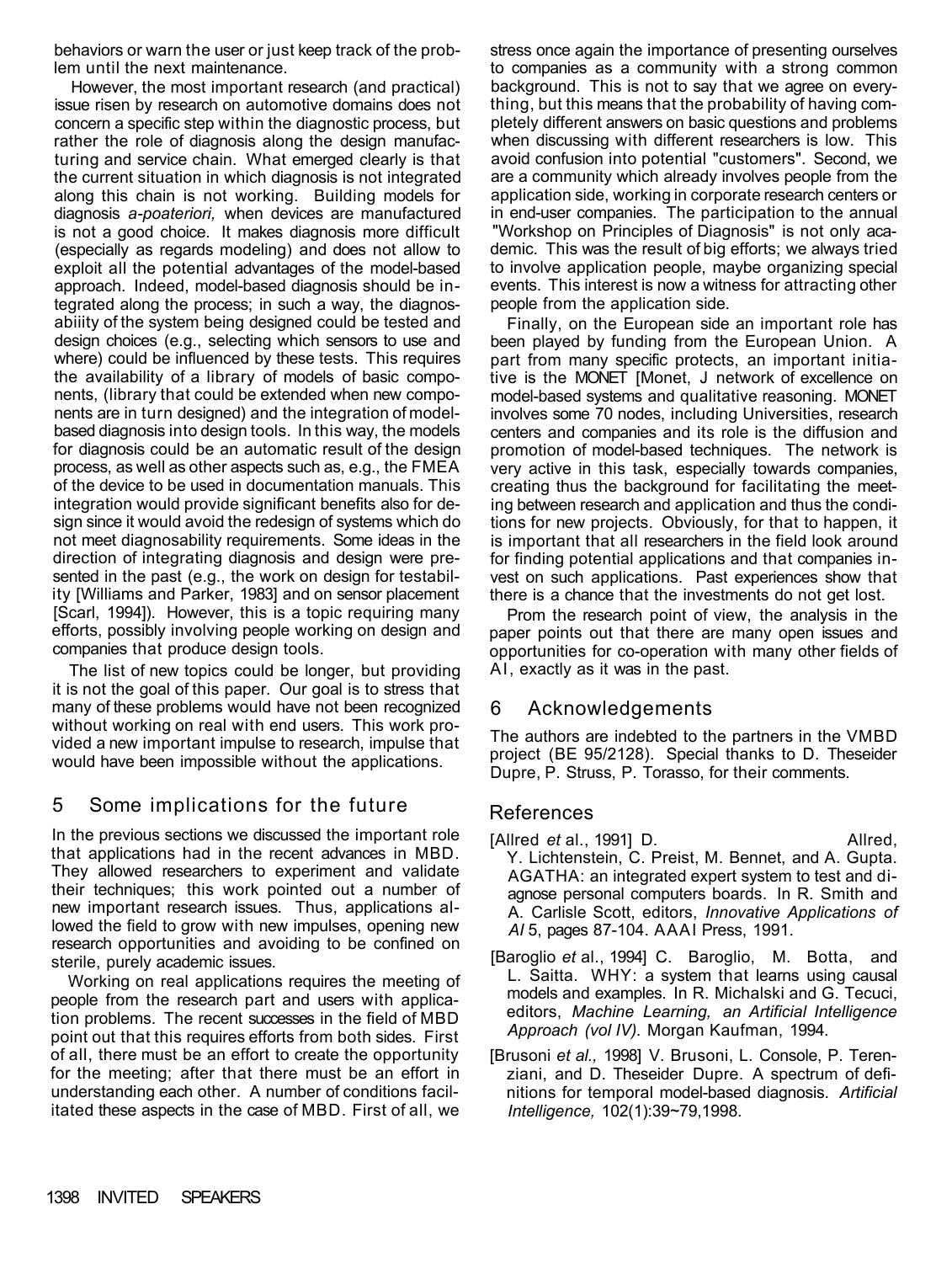behaviors or warn the user or just keep track of the problem until the next maintenance.

However, the most important research (and practical) issue risen by research on automotive domains does not concern a specific step within the diagnostic process, but rather the role of diagnosis along the design manufacturing and service chain. What emerged clearly is that the current situation in which diagnosis is not integrated along this chain is not working. Building models for diagnosis *a-poateriori,* when devices are manufactured is not a good choice. It makes diagnosis more difficult (especially as regards modeling) and does not allow to exploit all the potential advantages of the model-based approach. Indeed, model-based diagnosis should be integrated along the process; in such a way, the diagnosabiiity of the system being designed could be tested and design choices (e.g., selecting which sensors to use and where) could be influenced by these tests. This requires the availability of a library of models of basic components, (library that could be extended when new components are in turn designed) and the integration of model-based diagnosis into design tools. In this way, the models for diagnosis could be an automatic result of the design process, as well as other aspects such as, e.g., the FMEA of the device to be used in documentation manuals. This integration would provide significant benefits also for design since it would avoid the redesign of systems which do not meet diagnosability requirements. Some ideas in the direction of integrating diagnosis and design were presented in the past (e.g., the work on design for testability [Williams and Parker, 1983] and on sensor placement [Scarl, 1994]). However, this is a topic requiring many efforts, possibly involving people working on design and companies that produce design tools.

The list of new topics could be longer, but providing it is not the goal of this paper. Our goal is to stress that many of these problems would have not been recognized without working on real with end users. This work provided a new important impulse to research, impulse that would have been impossible without the applications.

## 5 Some implications for the future

In the previous sections we discussed the important role that applications had in the recent advances in MBD. They allowed researchers to experiment and validate their techniques; this work pointed out a number of new important research issues. Thus, applications allowed the field to grow with new impulses, opening new research opportunities and avoiding to be confined on sterile, purely academic issues.

Working on real applications requires the meeting of people from the research part and users with application problems. The recent successes in the field of MBD point out that this requires efforts from both sides. First of all, there must be an effort to create the opportunity for the meeting; after that there must be an effort in understanding each other. A number of conditions facilitated these aspects in the case of MBD. First of all, we stress once again the importance of presenting ourselves to companies as a community with a strong common background. This is not to say that we agree on everything, but this means that the probability of having completely different answers on basic questions and problems when discussing with different researchers is low. This avoid confusion into potential "customers". Second, we are a community which already involves people from the application side, working in corporate research centers or in end-user companies. The participation to the annual "Workshop on Principles of Diagnosis" is not only academic. This was the result of big efforts; we always tried to involve application people, maybe organizing special events. This interest is now a witness for attracting other people from the application side.

Finally, on the European side an important role has been played by funding from the European Union. A part from many specific protects, an important initiative is the MONET [Monet, J network of excellence on model-based systems and qualitative reasoning. MONET involves some 70 nodes, including Universities, research centers and companies and its role is the diffusion and promotion of model-based techniques. The network is very active in this task, especially towards companies, creating thus the background for facilitating the meeting between research and application and thus the conditions for new projects. Obviously, for that to happen, it is important that all researchers in the field look around for finding potential applications and that companies invest on such applications. Past experiences show that there is a chance that the investments do not get lost.

Prom the research point of view, the analysis in the paper points out that there are many open issues and opportunities for co-operation with many other fields of AI, exactly as it was in the past.

## 6 Acknowledgements

The authors are indebted to the partners in the VMBD project (BE 95/2128). Special thanks to D. Theseider Dupre, P. Struss, P. Torasso, for their comments.

## References

[Allred *et* al., 1991] D. Allred, Y. Lichtenstein, C. Preist, M. Bennet, and A. Gupta. AGATHA: an integrated expert system to test and diagnose personal computers boards. In R. Smith and A. Carlisle Scott, editors, *Innovative Applications of AI* 5, pages 87-104. AAAI Press, 1991.

[Baroglio *et* al., 1994] C. Baroglio, M. Botta, and L. Saitta. WHY: a system that learns using causal models and examples. In R. Michalski and G. Tecuci, editors, *Machine Learning, an Artificial Intelligence Approach (vol IV).* Morgan Kaufman, 1994.

[Brusoni *et al.,* 1998] V. Brusoni, L. Console, P. Terenziani, and D. Theseider Dupre. A spectrum of definitions for temporal model-based diagnosis. *Artificial Intelligence,* 102(1):39~79,1998.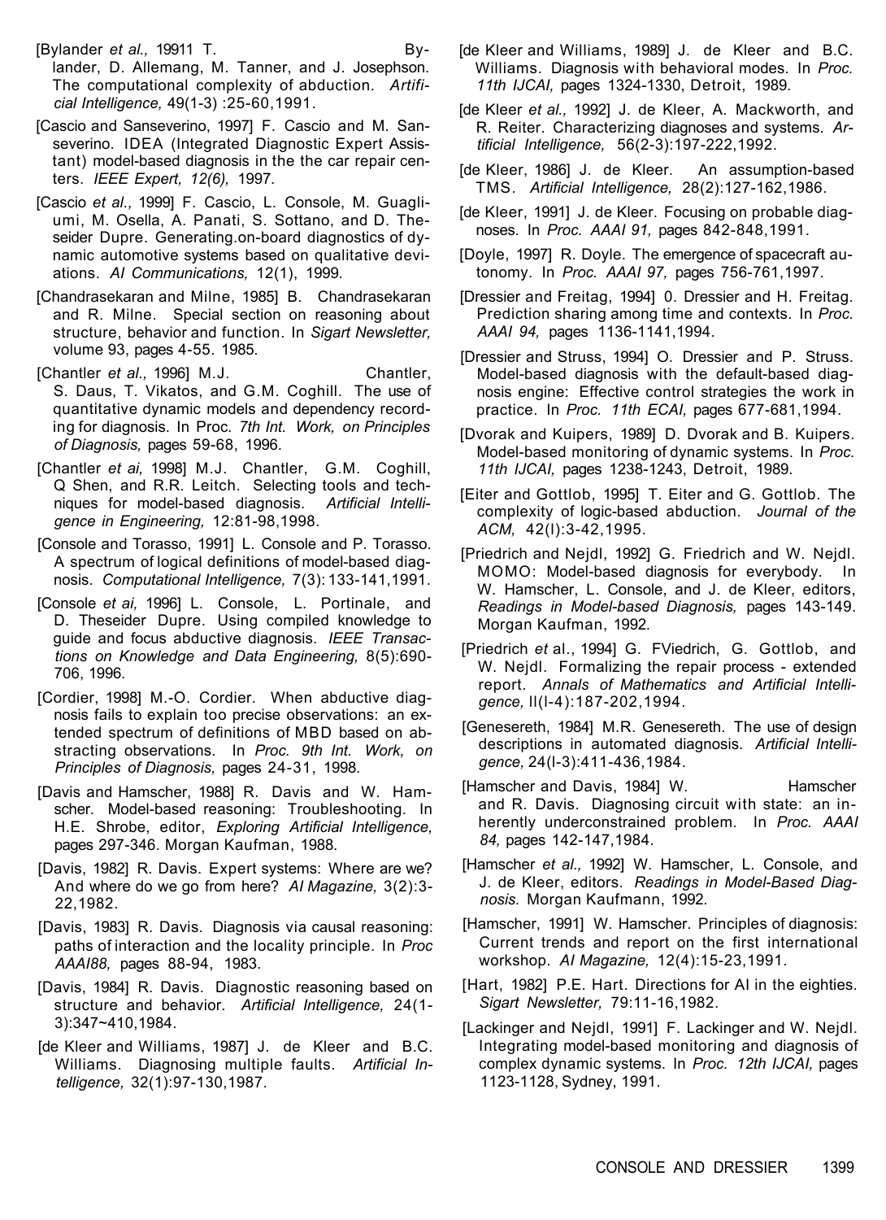[Bylander *et al.,* 19911 T. Bylander, D. Allemang, M. Tanner, and J. Josephson. The computational complexity of abduction. *Artificial Intelligence,* 49(1-3) :25-60,1991.

[Cascio and Sanseverino, 1997] F. Cascio and M. Sanseverino. IDEA (Integrated Diagnostic Expert Assistant) model-based diagnosis in the the car repair centers. *IEEE Expert, 12(6),* 1997.

[Cascio *et al.,* 1999] F. Cascio, L. Console, M. Guagliumi, M. Osella, A. Panati, S. Sottano, and D. Theseider Dupre. Generating.on-board diagnostics of dynamic automotive systems based on qualitative deviations. *AI Communications,* 12(1), 1999.

[Chandrasekaran and Milne, 1985] B. Chandrasekaran and R. Milne. Special section on reasoning about structure, behavior and function. In *Sigart Newsletter,* volume 93, pages 4-55. 1985.

[Chantler *et al.,* 1996] M.J. Chantler, S. Daus, T. Vikatos, and G.M. Coghill. The use of quantitative dynamic models and dependency recording for diagnosis. In Proc. *7th Int. Work, on Principles of Diagnosis,* pages 59-68, 1996.

[Chantler *et ai,* 1998] M.J. Chantler, G.M. Coghill, Q Shen, and R.R. Leitch. Selecting tools and techniques for model-based diagnosis. *Artificial Intelligence in Engineering,* 12:81-98,1998.

[Console and Torasso, 1991] L. Console and P. Torasso. A spectrum of logical definitions of model-based diagnosis. *Computational Intelligence,* 7(3): 133-141,1991.

[Console *et ai,* 1996] L. Console, L. Portinale, and D. Theseider Dupre. Using compiled knowledge to guide and focus abductive diagnosis. *IEEE Transactions on Knowledge and Data Engineering,* 8(5):690-706, 1996.

[Cordier, 1998] M.-O. Cordier. When abductive diagnosis fails to explain too precise observations: an extended spectrum of definitions of MBD based on abstracting observations. In *Proc. 9th Int. Work, on Principles of Diagnosis,* pages 24-31, 1998.

[Davis and Hamscher, 1988] R. Davis and W. Hamscher. Model-based reasoning: Troubleshooting. In H.E. Shrobe, editor, *Exploring Artificial Intelligence,* pages 297-346. Morgan Kaufman, 1988.

[Davis, 1982] R. Davis. Expert systems: Where are we? And where do we go from here? *AI Magazine,* 3(2):3-22,1982.

[Davis, 1983] R. Davis. Diagnosis via causal reasoning: paths of interaction and the locality principle. In *Proc AAAI88,* pages 88-94, 1983.

[Davis, 1984] R. Davis. Diagnostic reasoning based on structure and behavior. *Artificial Intelligence,* 24(1-3):347~410,1984.

[de Kleer and Williams, 1987] J. de Kleer and B.C. Williams. Diagnosing multiple faults. *Artificial Intelligence,* 32(1):97-130,1987.

[de Kleer and Williams, 1989] J. de Kleer and B.C. Williams. Diagnosis with behavioral modes. In *Proc. 11th IJCAI,* pages 1324-1330, Detroit, 1989.

[de Kleer *et al.,* 1992] J. de Kleer, A. Mackworth, and R. Reiter. Characterizing diagnoses and systems. *Artificial Intelligence,* 56(2-3):197-222,1992.

[de Kleer, 1986] J. de Kleer. An assumption-based TMS. *Artificial Intelligence,* 28(2):127-162,1986.

[de Kleer, 1991] J. de Kleer. Focusing on probable diagnoses. In *Proc. AAAI 91,* pages 842-848,1991.

[Doyle, 1997] R. Doyle. The emergence of spacecraft autonomy. In *Proc. AAAI 97,* pages 756-761,1997.

[Dressier and Freitag, 1994] 0. Dressier and H. Freitag. Prediction sharing among time and contexts. In *Proc. AAAI 94,* pages 1136-1141,1994.

[Dressier and Struss, 1994] O. Dressier and P. Struss. Model-based diagnosis with the default-based diagnosis engine: Effective control strategies the work in practice. In *Proc. 11th ECAI,* pages 677-681,1994.

[Dvorak and Kuipers, 1989] D. Dvorak and B. Kuipers. Model-based monitoring of dynamic systems. In *Proc. 11th IJCAI,* pages 1238-1243, Detroit, 1989.

[Eiter and Gottlob, 1995] T. Eiter and G. Gottlob. The complexity of logic-based abduction. *Journal of the ACM,* 42(l):3-42,1995.

[Priedrich and Nejdl, 1992] G. Friedrich and W. Nejdl. MOMO: Model-based diagnosis for everybody. In W. Hamscher, L. Console, and J. de Kleer, editors, *Readings in Model-based Diagnosis,* pages 143-149. Morgan Kaufman, 1992.

[Priedrich *et* al., 1994] G. FViedrich, G. Gottlob, and W. Nejdl. Formalizing the repair process - extended report. *Annals of Mathematics and Artificial Intelligence,* ll(l-4):187-202,1994.

[Genesereth, 1984] M.R. Genesereth. The use of design descriptions in automated diagnosis. *Artificial Intelligence,* 24(l-3):411-436,1984.

[Hamscher and Davis, 1984] W. Hamscher and R. Davis. Diagnosing circuit with state: an inherently underconstrained problem. In *Proc. AAAI 84,* pages 142-147,1984.

[Hamscher *et al.,* 1992] W. Hamscher, L. Console, and J. de Kleer, editors. *Readings in Model-Based Diagnosis.* Morgan Kaufmann, 1992.

[Hamscher, 1991] W. Hamscher. Principles of diagnosis: Current trends and report on the first international workshop. *AI Magazine,* 12(4):15-23,1991.

[Hart, 1982] P.E. Hart. Directions for AI in the eighties. *Sigart Newsletter,* 79:11-16,1982.

[Lackinger and Nejdl, 1991] F. Lackinger and W. Nejdl. Integrating model-based monitoring and diagnosis of complex dynamic systems. In *Proc. 12th IJCAI,* pages 1123-1128, Sydney, 1991.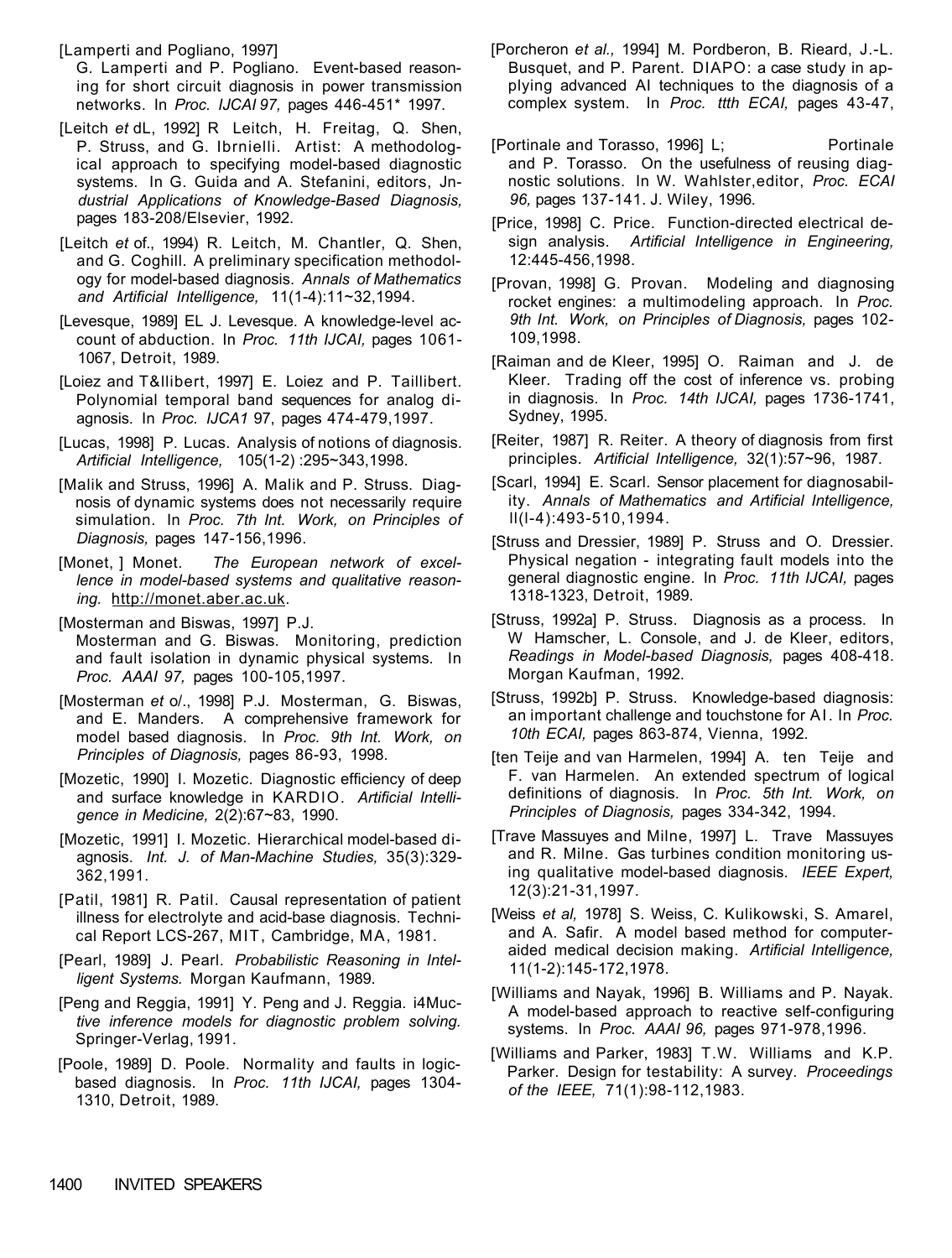[Lamperti and Pogliano, 1997] G. Lamperti and P. Pogliano. Event-based reasoning for short circuit diagnosis in power transmission networks. In *Proc. IJCAI 97,* pages 446-451* 1997.

[Leitch *et* dL, 1992] R Leitch, H. Freitag, Q. Shen, P. Struss, and G. Ibrnielli. Artist: A methodological approach to specifying model-based diagnostic systems. In G. Guida and A. Stefanini, editors, *Jndustrial Applications of Knowledge-Based Diagnosis,* pages 183-208/Elsevier, 1992.

[Leitch *et* of., 1994) R. Leitch, M. Chantler, Q. Shen, and G. Coghill. A preliminary specification methodology for model-based diagnosis. *Annals of Mathematics and Artificial Intelligence,* 11(1-4):11~32,1994.

[Levesque, 1989] EL J. Levesque. A knowledge-level account of abduction. In *Proc. 11th IJCAI,* pages 1061-1067, Detroit, 1989.

[Loiez and T&llibert, 1997] E. Loiez and P. Taillibert. Polynomial temporal band sequences for analog diagnosis. In *Proc. IJCA1* 97, pages 474-479,1997.

[Lucas, 1998] P. Lucas. Analysis of notions of diagnosis. *Artificial Intelligence,* 105(1-2) :295~343,1998.

[Malik and Struss, 1996] A. Malik and P. Struss. Diagnosis of dynamic systems does not necessarily require simulation. In *Proc. 7th Int. Work, on Principles of Diagnosis,* pages 147-156,1996.

[Monet, ] Monet. *The European network of excellence in model-based systems and qualitative reasoning.* http://monet.aber.ac.uk.

[Mosterman and Biswas, 1997] P.J. Mosterman and G. Biswas. Monitoring, prediction and fault isolation in dynamic physical systems. In *Proc. AAAI 97,* pages 100-105,1997.

[Mosterman *et* o/., 1998] P.J. Mosterman, G. Biswas, and E. Manders. A comprehensive framework for model based diagnosis. In *Proc. 9th Int. Work, on Principles of Diagnosis,* pages 86-93, 1998.

[Mozetic, 1990] I. Mozetic. Diagnostic efficiency of deep and surface knowledge in KARDIO. *Artificial Intelligence in Medicine,* 2(2):67~83, 1990.

[Mozetic, 1991] I. Mozetic. Hierarchical model-based diagnosis. *Int. J. of Man-Machine Studies,* 35(3):329-362,1991.

[Patil, 1981] R. Patil. Causal representation of patient illness for electrolyte and acid-base diagnosis. Technical Report LCS-267, MIT, Cambridge, MA, 1981.

[Pearl, 1989] J. Pearl. *Probabilistic Reasoning in Intelligent Systems.* Morgan Kaufmann, 1989.

[Peng and Reggia, 1991] Y. Peng and J. Reggia. *i4Muctive inference models for diagnostic problem solving.* Springer-Verlag, 1991.

[Poole, 1989] D. Poole. Normality and faults in logic-based diagnosis. In *Proc. 11th IJCAI,* pages 1304-1310, Detroit, 1989.

[Porcheron *et al.,* 1994] M. Pordberon, B. Rieard, J.-L. Busquet, and P. Parent. DIAPO: a case study in applying advanced AI techniques to the diagnosis of a complex system. In *Proc. ttth ECAI,* pages 43-47,

[Portinale and Torasso, 1996] L; Portinale and P. Torasso. On the usefulness of reusing diagnostic solutions. In W. Wahlster,editor, *Proc. ECAI 96,* pages 137-141. J. Wiley, 1996.

[Price, 1998] C. Price. Function-directed electrical design analysis. *Artificial Intelligence in Engineering,* 12:445-456,1998.

[Provan, 1998] G. Provan. Modeling and diagnosing rocket engines: a multimodeling approach. In *Proc. 9th Int. Work, on Principles of Diagnosis,* pages 102-109,1998.

[Raiman and de Kleer, 1995] O. Raiman and J. de Kleer. Trading off the cost of inference vs. probing in diagnosis. In *Proc. 14th IJCAI,* pages 1736-1741, Sydney, 1995.

[Reiter, 1987] R. Reiter. A theory of diagnosis from first principles. *Artificial Intelligence,* 32(1):57~96, 1987.

[Scarl, 1994] E. Scarl. Sensor placement for diagnosability. *Annals of Mathematics and Artificial Intelligence,* ll(l-4):493-510,1994.

[Struss and Dressier, 1989] P. Struss and O. Dressier. Physical negation - integrating fault models into the general diagnostic engine. In *Proc. 11th IJCAI,* pages 1318-1323, Detroit, 1989.

[Struss, 1992a] P. Struss. Diagnosis as a process. In W Hamscher, L. Console, and J. de Kleer, editors, *Readings in Model-based Diagnosis,* pages 408-418. Morgan Kaufman, 1992.

[Struss, 1992b] P. Struss. Knowledge-based diagnosis: an important challenge and touchstone for AI. In *Proc. 10th ECAI,* pages 863-874, Vienna, 1992.

[ten Teije and van Harmelen, 1994] A. ten Teije and F. van Harmelen. An extended spectrum of logical definitions of diagnosis. In *Proc. 5th Int. Work, on Principles of Diagnosis,* pages 334-342, 1994.

[Trave Massuyes and Milne, 1997] L. Trave Massuyes and R. Milne. Gas turbines condition monitoring using qualitative model-based diagnosis. *IEEE Expert,* 12(3):21-31,1997.

[Weiss *et al,* 1978] S. Weiss, C. Kulikowski, S. Amarel, and A. Safir. A model based method for computer-aided medical decision making. *Artificial Intelligence,* 11(1-2):145-172,1978.

[Williams and Nayak, 1996] B. Williams and P. Nayak. A model-based approach to reactive self-configuring systems. In *Proc. AAAI 96,* pages 971-978,1996.

[Williams and Parker, 1983] T.W. Williams and K.P. Parker. Design for testability: A survey. *Proceedings of the IEEE,* 71(1):98-112,1983.